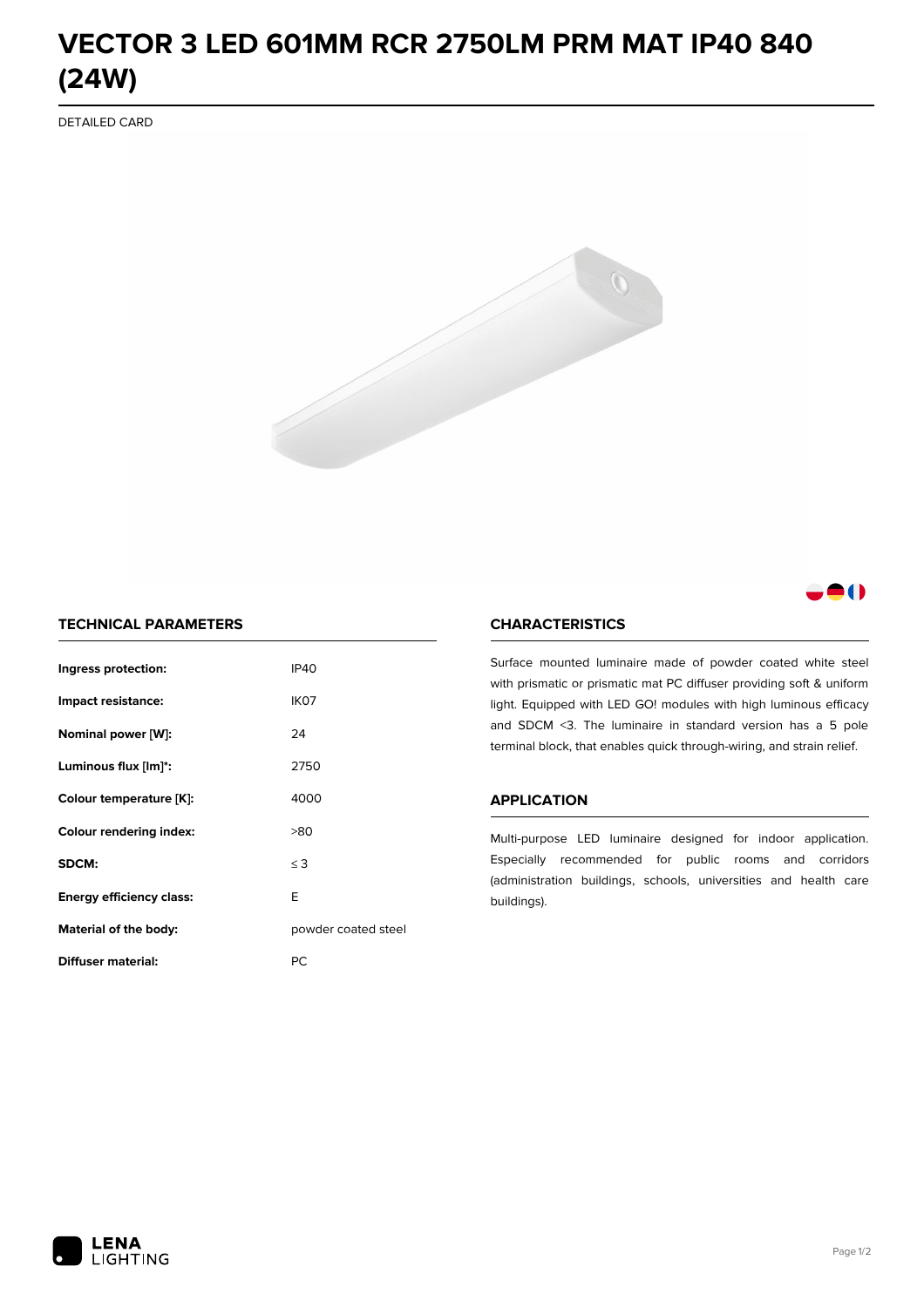# VECTOR 3 LED 601MM RCR 2750LM PRM MAT IP40 840 (24W)

DETAILED CARD

## TECHNICAL PARAMETERS

| | |
|---|---|
| **Ingress protection:** | IP40 |
| **Impact resistance:** | IK07 |
| **Nominal power [W]:** | 24 |
| **Luminous flux [lm]*:** | 2750 |
| **Colour temperature [K]:** | 4000 |
| **Colour rendering index:** | >80 |
| **SDCM:** | ≤ 3 |
| **Energy efficiency class:** | E |
| **Material of the body:** | powder coated steel |
| **Diffuser material:** | PC |

## CHARACTERISTICS

Surface mounted luminaire made of powder coated white steel with prismatic or prismatic mat PC diffuser providing soft & uniform light. Equipped with LED GO! modules with high luminous efficacy and SDCM <3. The luminaire in standard version has a 5 pole terminal block, that enables quick through-wiring, and strain relief.

## APPLICATION

Multi-purpose LED luminaire designed for indoor application. Especially recommended for public rooms and corridors (administration buildings, schools, universities and health care buildings).

LENA LIGHTING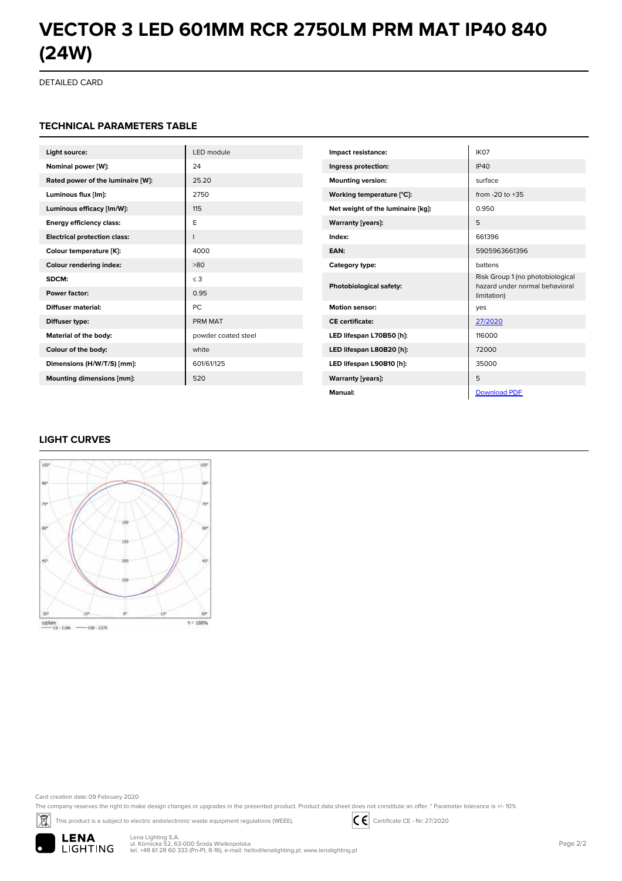# VECTOR 3 LED 601MM RCR 2750LM PRM MAT IP40 840 (24W)

DETAILED CARD

## TECHNICAL PARAMETERS TABLE

| | |
|---|---|
| **Light source:** | LED module |
| **Nominal power [W]:** | 24 |
| **Rated power of the luminaire [W]:** | 25.20 |
| **Luminous flux [lm]:** | 2750 |
| **Luminous efficacy [lm/W]:** | 115 |
| **Energy efficiency class:** | E |
| **Electrical protection class:** | I |
| **Colour temperature [K]:** | 4000 |
| **Colour rendering index:** | >80 |
| **SDCM:** | ≤ 3 |
| **Power factor:** | 0.95 |
| **Diffuser material:** | PC |
| **Diffuser type:** | PRM MAT |
| **Material of the body:** | powder coated steel |
| **Colour of the body:** | white |
| **Dimensions (H/W/T/S) [mm]:** | 601/61/125 |
| **Mounting dimensions [mm]:** | 520 |

| | |
|---|---|
| **Impact resistance:** | IK07 |
| **Ingress protection:** | IP40 |
| **Mounting version:** | surface |
| **Working temperature [°C]:** | from -20 to +35 |
| **Net weight of the luminaire [kg]:** | 0.950 |
| **Warranty [years]:** | 5 |
| **Index:** | 661396 |
| **EAN:** | 5905963661396 |
| **Category type:** | battens |
| **Photobiological safety:** | Risk Group 1 (no photobiological hazard under normal behavioral limitation) |
| **Motion sensor:** | yes |
| **CE certificate:** | 27/2020 |
| **LED lifespan L70B50 [h]:** | 116000 |
| **LED lifespan L80B20 [h]:** | 72000 |
| **LED lifespan L90B10 [h]:** | 35000 |
| **Warranty [years]:** | 5 |
| **Manual:** | Download PDF |

## LIGHT CURVES

105° 105°
90° 90°
75° 75°
60° 60°
45° 45°
30° 15° 0° 15° 30°
100
150
200
250
cd/klm
C0 - C180 C90 - C270
η = 100%

Card creation date: 09 February 2020

The company reserves the right to make design changes or upgrades in the presented product. Product data sheet does not constitute an offer. * Parameter tolerance is +/- 10%

This product is a subject to electric andelectronic waste equipment regulations (WEEE).

Certificate CE - Nr: 27/2020

LENA LIGHTING

Lena Lighting S.A.
ul. Kórnicka 52, 63-000 Środa Wielkopolska
tel. +48 61 28 60 333 (Pn-Pt, 8-16), e-mail: hello@lenalighting.pl, www.lenalighting.pl